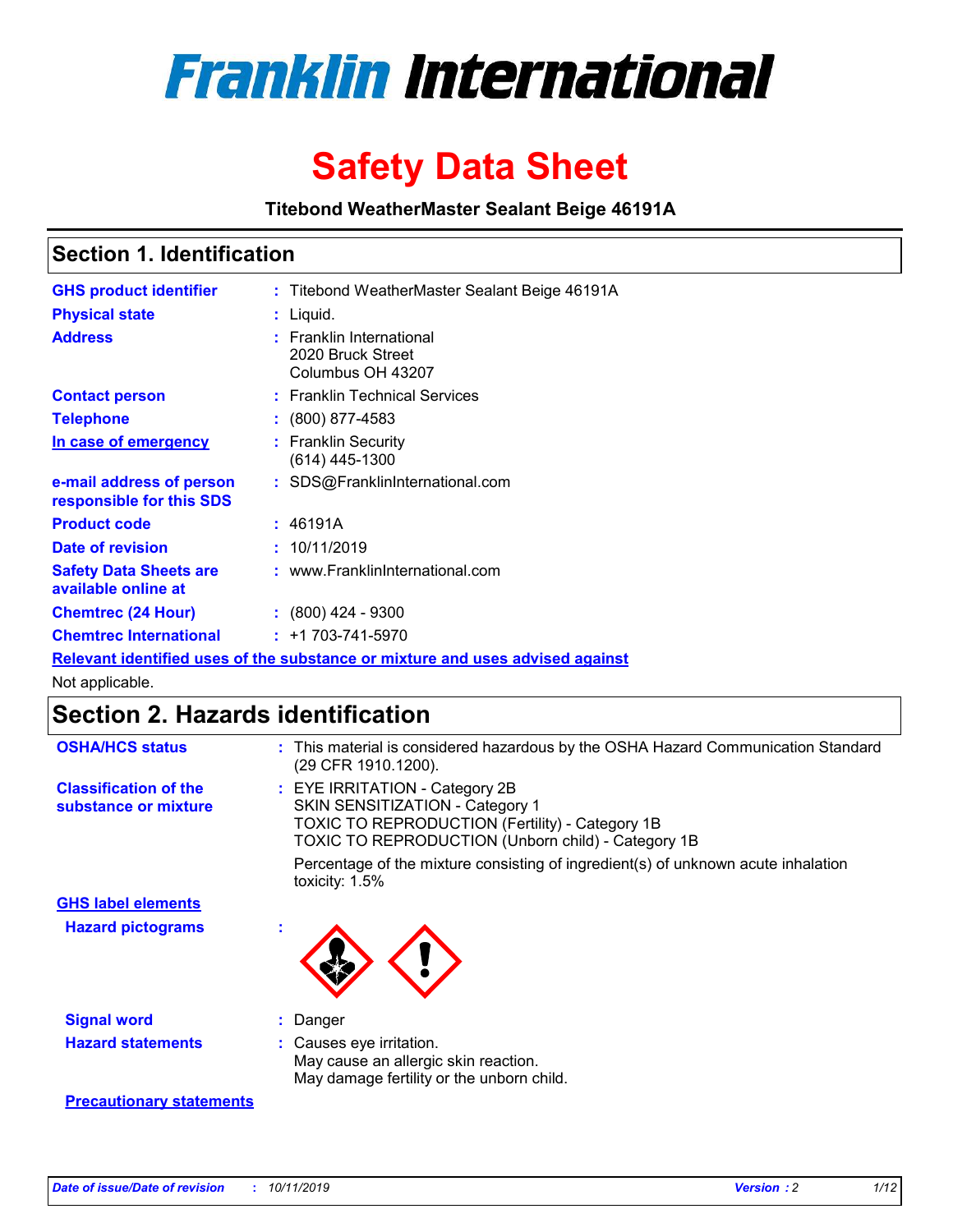# Franklin International

# Safety Data Sheet

**Titebond WeatherMaster Sealant Beige 46191A**

## Section 1. Identification

| | | |
|---|---|---|
| **GHS product identifier** | : | Titebond WeatherMaster Sealant Beige 46191A |
| **Physical state** | : | Liquid. |
| **Address** | : | Franklin International<br>2020 Bruck Street<br>Columbus OH 43207 |
| **Contact person** | : | Franklin Technical Services |
| **Telephone** | : | (800) 877-4583 |
| **In case of emergency** | : | Franklin Security<br>(614) 445-1300 |
| **e-mail address of person responsible for this SDS** | : | SDS@FranklinInternational.com |
| **Product code** | : | 46191A |
| **Date of revision** | : | 10/11/2019 |
| **Safety Data Sheets are available online at** | : | www.FranklinInternational.com |
| **Chemtrec (24 Hour)** | : | (800) 424 - 9300 |
| **Chemtrec International** | : | +1 703-741-5970 |

**Relevant identified uses of the substance or mixture and uses advised against**

Not applicable.

## Section 2. Hazards identification

| | | |
|---|---|---|
| **OSHA/HCS status** | : | This material is considered hazardous by the OSHA Hazard Communication Standard (29 CFR 1910.1200). |
| **Classification of the substance or mixture** | : | EYE IRRITATION - Category 2B<br>SKIN SENSITIZATION - Category 1<br>TOXIC TO REPRODUCTION (Fertility) - Category 1B<br>TOXIC TO REPRODUCTION (Unborn child) - Category 1B<br><br>Percentage of the mixture consisting of ingredient(s) of unknown acute inhalation toxicity: 1.5% |

**GHS label elements**

| | | |
|---|---|---|
| **Hazard pictograms** | : | |
| **Signal word** | : | Danger |
| **Hazard statements** | : | Causes eye irritation.<br>May cause an allergic skin reaction.<br>May damage fertility or the unborn child. |

**Precautionary statements**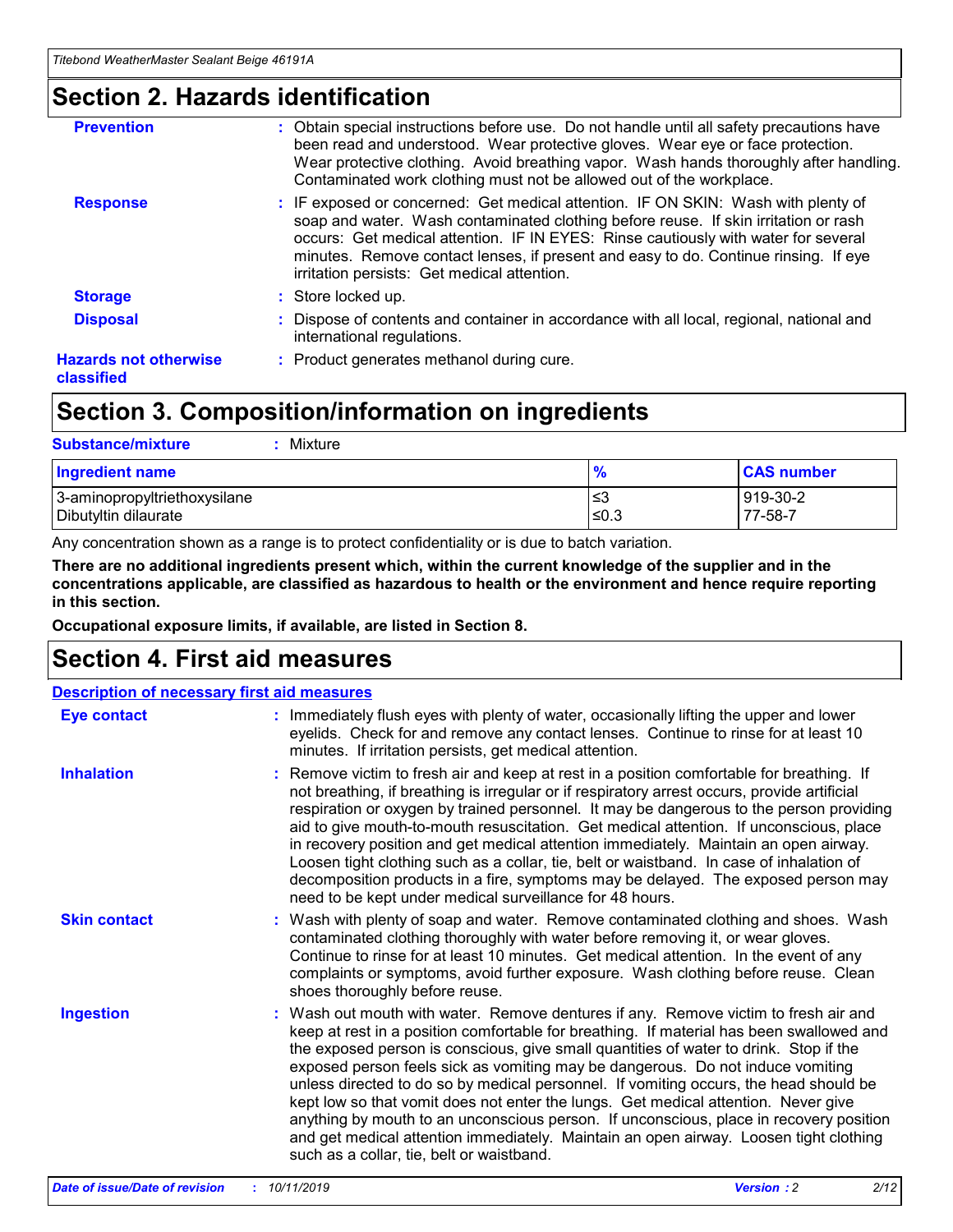## Section 2. Hazards identification

**Prevention** : Obtain special instructions before use. Do not handle until all safety precautions have been read and understood. Wear protective gloves. Wear eye or face protection. Wear protective clothing. Avoid breathing vapor. Wash hands thoroughly after handling. Contaminated work clothing must not be allowed out of the workplace.

**Response** : IF exposed or concerned: Get medical attention. IF ON SKIN: Wash with plenty of soap and water. Wash contaminated clothing before reuse. If skin irritation or rash occurs: Get medical attention. IF IN EYES: Rinse cautiously with water for several minutes. Remove contact lenses, if present and easy to do. Continue rinsing. If eye irritation persists: Get medical attention.

**Storage** : Store locked up.

**Disposal** : Dispose of contents and container in accordance with all local, regional, national and international regulations.

**Hazards not otherwise classified** : Product generates methanol during cure.

## Section 3. Composition/information on ingredients

**Substance/mixture** : Mixture

| Ingredient name | % | CAS number |
|---|---|---|
| 3-aminopropyltriethoxysilane | ≤3 | 919-30-2 |
| Dibutyltin dilaurate | ≤0.3 | 77-58-7 |

Any concentration shown as a range is to protect confidentiality or is due to batch variation.

**There are no additional ingredients present which, within the current knowledge of the supplier and in the concentrations applicable, are classified as hazardous to health or the environment and hence require reporting in this section.**

**Occupational exposure limits, if available, are listed in Section 8.**

## Section 4. First aid measures

**Description of necessary first aid measures**

**Eye contact** : Immediately flush eyes with plenty of water, occasionally lifting the upper and lower eyelids. Check for and remove any contact lenses. Continue to rinse for at least 10 minutes. If irritation persists, get medical attention.

**Inhalation** : Remove victim to fresh air and keep at rest in a position comfortable for breathing. If not breathing, if breathing is irregular or if respiratory arrest occurs, provide artificial respiration or oxygen by trained personnel. It may be dangerous to the person providing aid to give mouth-to-mouth resuscitation. Get medical attention. If unconscious, place in recovery position and get medical attention immediately. Maintain an open airway. Loosen tight clothing such as a collar, tie, belt or waistband. In case of inhalation of decomposition products in a fire, symptoms may be delayed. The exposed person may need to be kept under medical surveillance for 48 hours.

**Skin contact** : Wash with plenty of soap and water. Remove contaminated clothing and shoes. Wash contaminated clothing thoroughly with water before removing it, or wear gloves. Continue to rinse for at least 10 minutes. Get medical attention. In the event of any complaints or symptoms, avoid further exposure. Wash clothing before reuse. Clean shoes thoroughly before reuse.

**Ingestion** : Wash out mouth with water. Remove dentures if any. Remove victim to fresh air and keep at rest in a position comfortable for breathing. If material has been swallowed and the exposed person is conscious, give small quantities of water to drink. Stop if the exposed person feels sick as vomiting may be dangerous. Do not induce vomiting unless directed to do so by medical personnel. If vomiting occurs, the head should be kept low so that vomit does not enter the lungs. Get medical attention. Never give anything by mouth to an unconscious person. If unconscious, place in recovery position and get medical attention immediately. Maintain an open airway. Loosen tight clothing such as a collar, tie, belt or waistband.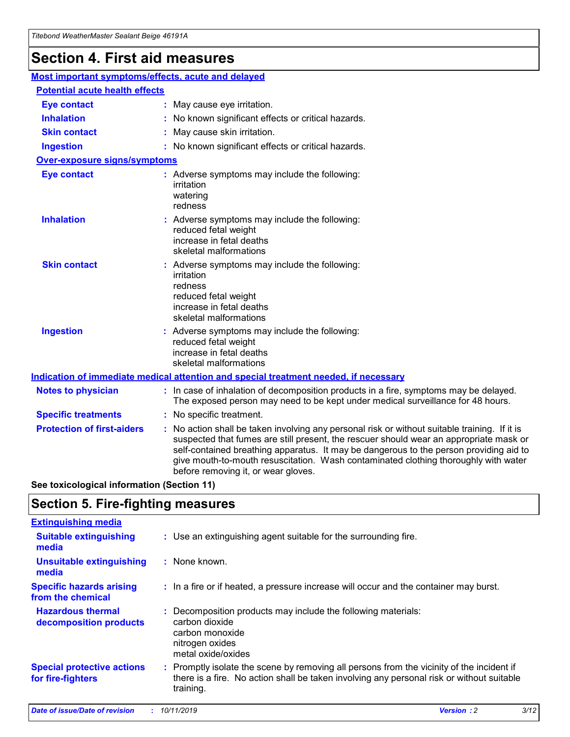# Section 4. First aid measures

## Most important symptoms/effects, acute and delayed

### Potential acute health effects

**Eye contact** : May cause eye irritation.

**Inhalation** : No known significant effects or critical hazards.

**Skin contact** : May cause skin irritation.

**Ingestion** : No known significant effects or critical hazards.

### Over-exposure signs/symptoms

**Eye contact** : Adverse symptoms may include the following:
irritation
watering
redness

**Inhalation** : Adverse symptoms may include the following:
reduced fetal weight
increase in fetal deaths
skeletal malformations

**Skin contact** : Adverse symptoms may include the following:
irritation
redness
reduced fetal weight
increase in fetal deaths
skeletal malformations

**Ingestion** : Adverse symptoms may include the following:
reduced fetal weight
increase in fetal deaths
skeletal malformations

## Indication of immediate medical attention and special treatment needed, if necessary

**Notes to physician** : In case of inhalation of decomposition products in a fire, symptoms may be delayed. The exposed person may need to be kept under medical surveillance for 48 hours.

**Specific treatments** : No specific treatment.

**Protection of first-aiders** : No action shall be taken involving any personal risk or without suitable training. If it is suspected that fumes are still present, the rescuer should wear an appropriate mask or self-contained breathing apparatus. It may be dangerous to the person providing aid to give mouth-to-mouth resuscitation. Wash contaminated clothing thoroughly with water before removing it, or wear gloves.

**See toxicological information (Section 11)**

# Section 5. Fire-fighting measures

## Extinguishing media

**Suitable extinguishing media** : Use an extinguishing agent suitable for the surrounding fire.

**Unsuitable extinguishing media** : None known.

**Specific hazards arising from the chemical** : In a fire or if heated, a pressure increase will occur and the container may burst.

**Hazardous thermal decomposition products** : Decomposition products may include the following materials:
carbon dioxide
carbon monoxide
nitrogen oxides
metal oxide/oxides

**Special protective actions for fire-fighters** : Promptly isolate the scene by removing all persons from the vicinity of the incident if there is a fire. No action shall be taken involving any personal risk or without suitable training.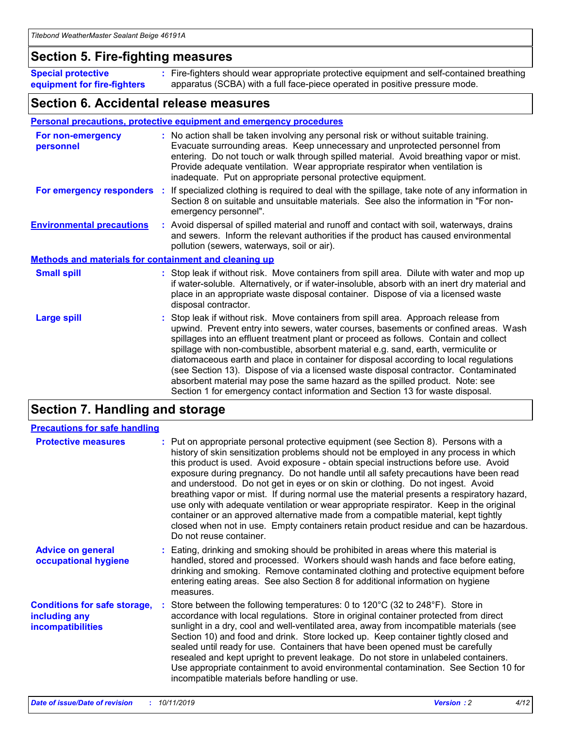## Section 5. Fire-fighting measures

**Special protective equipment for fire-fighters** : Fire-fighters should wear appropriate protective equipment and self-contained breathing apparatus (SCBA) with a full face-piece operated in positive pressure mode.

## Section 6. Accidental release measures

### Personal precautions, protective equipment and emergency procedures

**For non-emergency personnel** : No action shall be taken involving any personal risk or without suitable training. Evacuate surrounding areas. Keep unnecessary and unprotected personnel from entering. Do not touch or walk through spilled material. Avoid breathing vapor or mist. Provide adequate ventilation. Wear appropriate respirator when ventilation is inadequate. Put on appropriate personal protective equipment.

**For emergency responders** : If specialized clothing is required to deal with the spillage, take note of any information in Section 8 on suitable and unsuitable materials. See also the information in "For non-emergency personnel".

**Environmental precautions** : Avoid dispersal of spilled material and runoff and contact with soil, waterways, drains and sewers. Inform the relevant authorities if the product has caused environmental pollution (sewers, waterways, soil or air).

### Methods and materials for containment and cleaning up

**Small spill** : Stop leak if without risk. Move containers from spill area. Dilute with water and mop up if water-soluble. Alternatively, or if water-insoluble, absorb with an inert dry material and place in an appropriate waste disposal container. Dispose of via a licensed waste disposal contractor.

**Large spill** : Stop leak if without risk. Move containers from spill area. Approach release from upwind. Prevent entry into sewers, water courses, basements or confined areas. Wash spillages into an effluent treatment plant or proceed as follows. Contain and collect spillage with non-combustible, absorbent material e.g. sand, earth, vermiculite or diatomaceous earth and place in container for disposal according to local regulations (see Section 13). Dispose of via a licensed waste disposal contractor. Contaminated absorbent material may pose the same hazard as the spilled product. Note: see Section 1 for emergency contact information and Section 13 for waste disposal.

## Section 7. Handling and storage

### Precautions for safe handling

**Protective measures** : Put on appropriate personal protective equipment (see Section 8). Persons with a history of skin sensitization problems should not be employed in any process in which this product is used. Avoid exposure - obtain special instructions before use. Avoid exposure during pregnancy. Do not handle until all safety precautions have been read and understood. Do not get in eyes or on skin or clothing. Do not ingest. Avoid breathing vapor or mist. If during normal use the material presents a respiratory hazard, use only with adequate ventilation or wear appropriate respirator. Keep in the original container or an approved alternative made from a compatible material, kept tightly closed when not in use. Empty containers retain product residue and can be hazardous. Do not reuse container.

**Advice on general occupational hygiene** : Eating, drinking and smoking should be prohibited in areas where this material is handled, stored and processed. Workers should wash hands and face before eating, drinking and smoking. Remove contaminated clothing and protective equipment before entering eating areas. See also Section 8 for additional information on hygiene measures.

**Conditions for safe storage, including any incompatibilities** : Store between the following temperatures: 0 to 120°C (32 to 248°F). Store in accordance with local regulations. Store in original container protected from direct sunlight in a dry, cool and well-ventilated area, away from incompatible materials (see Section 10) and food and drink. Store locked up. Keep container tightly closed and sealed until ready for use. Containers that have been opened must be carefully resealed and kept upright to prevent leakage. Do not store in unlabeled containers. Use appropriate containment to avoid environmental contamination. See Section 10 for incompatible materials before handling or use.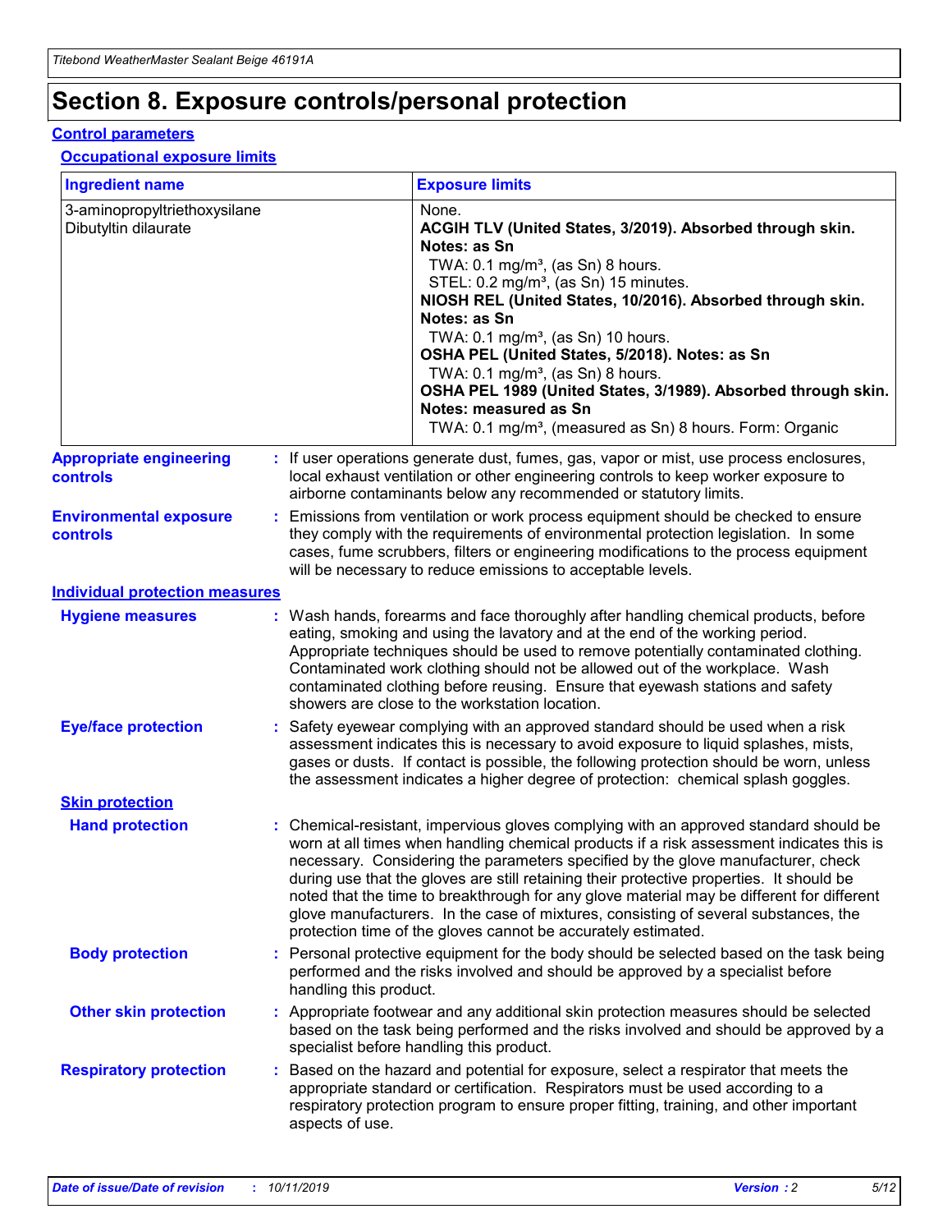# Section 8. Exposure controls/personal protection

## Control parameters

### Occupational exposure limits

| Ingredient name | Exposure limits |
| --- | --- |
| 3-aminopropyltriethoxysilane<br>Dibutyltin dilaurate | None.<br>**ACGIH TLV (United States, 3/2019). Absorbed through skin. Notes: as Sn**<br>TWA: 0.1 mg/m³, (as Sn) 8 hours.<br>STEL: 0.2 mg/m³, (as Sn) 15 minutes.<br>**NIOSH REL (United States, 10/2016). Absorbed through skin. Notes: as Sn**<br>TWA: 0.1 mg/m³, (as Sn) 10 hours.<br>**OSHA PEL (United States, 5/2018). Notes: as Sn**<br>TWA: 0.1 mg/m³, (as Sn) 8 hours.<br>**OSHA PEL 1989 (United States, 3/1989). Absorbed through skin. Notes: measured as Sn**<br>TWA: 0.1 mg/m³, (measured as Sn) 8 hours. Form: Organic |

**Appropriate engineering controls** : If user operations generate dust, fumes, gas, vapor or mist, use process enclosures, local exhaust ventilation or other engineering controls to keep worker exposure to airborne contaminants below any recommended or statutory limits.

**Environmental exposure controls** : Emissions from ventilation or work process equipment should be checked to ensure they comply with the requirements of environmental protection legislation. In some cases, fume scrubbers, filters or engineering modifications to the process equipment will be necessary to reduce emissions to acceptable levels.

## Individual protection measures

**Hygiene measures** : Wash hands, forearms and face thoroughly after handling chemical products, before eating, smoking and using the lavatory and at the end of the working period. Appropriate techniques should be used to remove potentially contaminated clothing. Contaminated work clothing should not be allowed out of the workplace. Wash contaminated clothing before reusing. Ensure that eyewash stations and safety showers are close to the workstation location.

**Eye/face protection** : Safety eyewear complying with an approved standard should be used when a risk assessment indicates this is necessary to avoid exposure to liquid splashes, mists, gases or dusts. If contact is possible, the following protection should be worn, unless the assessment indicates a higher degree of protection: chemical splash goggles.

### Skin protection

**Hand protection** : Chemical-resistant, impervious gloves complying with an approved standard should be worn at all times when handling chemical products if a risk assessment indicates this is necessary. Considering the parameters specified by the glove manufacturer, check during use that the gloves are still retaining their protective properties. It should be noted that the time to breakthrough for any glove material may be different for different glove manufacturers. In the case of mixtures, consisting of several substances, the protection time of the gloves cannot be accurately estimated.

**Body protection** : Personal protective equipment for the body should be selected based on the task being performed and the risks involved and should be approved by a specialist before handling this product.

**Other skin protection** : Appropriate footwear and any additional skin protection measures should be selected based on the task being performed and the risks involved and should be approved by a specialist before handling this product.

**Respiratory protection** : Based on the hazard and potential for exposure, select a respirator that meets the appropriate standard or certification. Respirators must be used according to a respiratory protection program to ensure proper fitting, training, and other important aspects of use.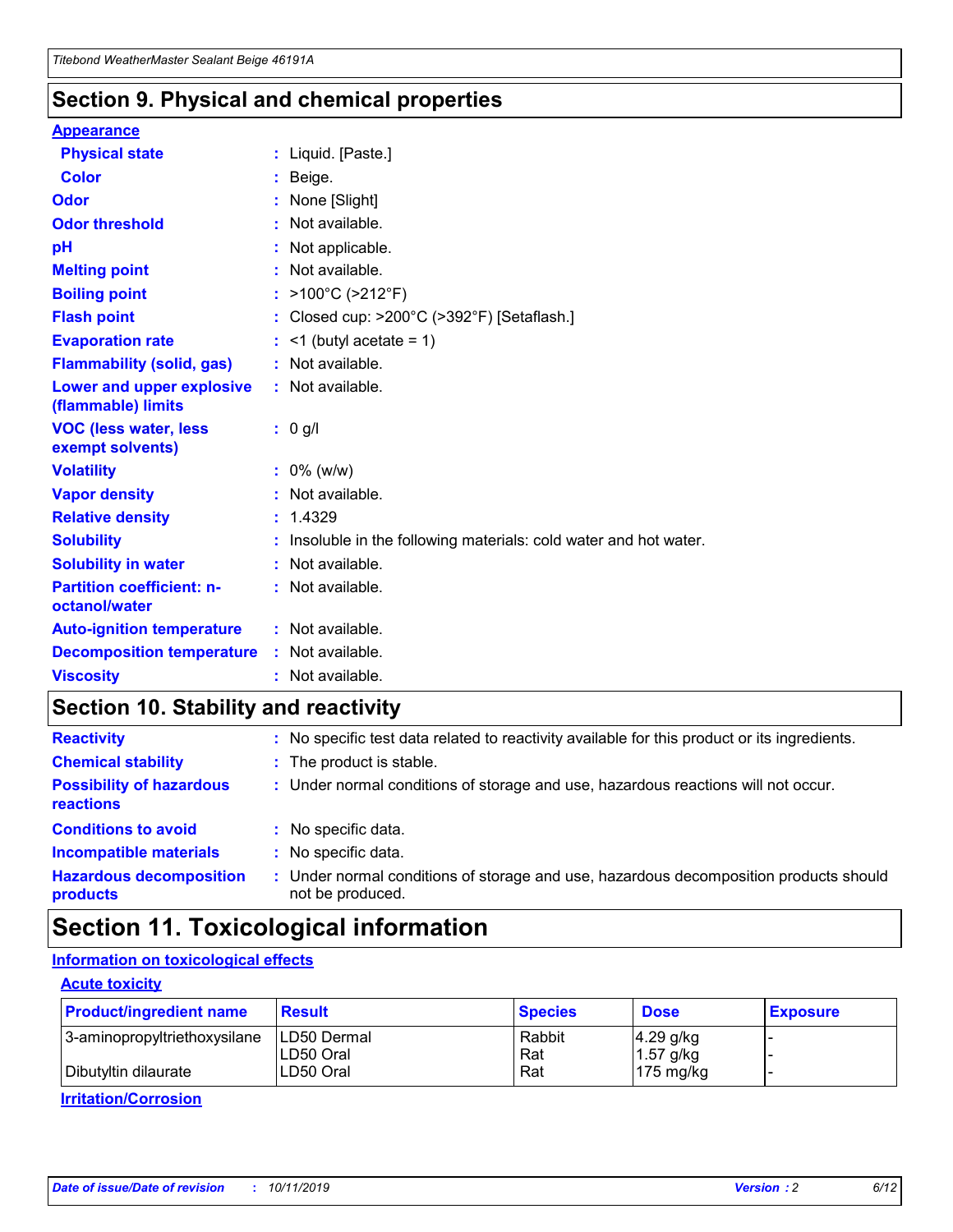## Section 9. Physical and chemical properties

### Appearance

| | |
|---|---|
| **Physical state** | : Liquid. [Paste.] |
| **Color** | : Beige. |
| **Odor** | : None [Slight] |
| **Odor threshold** | : Not available. |
| **pH** | : Not applicable. |
| **Melting point** | : Not available. |
| **Boiling point** | : >100°C (>212°F) |
| **Flash point** | : Closed cup: >200°C (>392°F) [Setaflash.] |
| **Evaporation rate** | : <1 (butyl acetate = 1) |
| **Flammability (solid, gas)** | : Not available. |
| **Lower and upper explosive (flammable) limits** | : Not available. |
| **VOC (less water, less exempt solvents)** | : 0 g/l |
| **Volatility** | : 0% (w/w) |
| **Vapor density** | : Not available. |
| **Relative density** | : 1.4329 |
| **Solubility** | : Insoluble in the following materials: cold water and hot water. |
| **Solubility in water** | : Not available. |
| **Partition coefficient: n-octanol/water** | : Not available. |
| **Auto-ignition temperature** | : Not available. |
| **Decomposition temperature** | : Not available. |
| **Viscosity** | : Not available. |

## Section 10. Stability and reactivity

| | |
|---|---|
| **Reactivity** | : No specific test data related to reactivity available for this product or its ingredients. |
| **Chemical stability** | : The product is stable. |
| **Possibility of hazardous reactions** | : Under normal conditions of storage and use, hazardous reactions will not occur. |
| **Conditions to avoid** | : No specific data. |
| **Incompatible materials** | : No specific data. |
| **Hazardous decomposition products** | : Under normal conditions of storage and use, hazardous decomposition products should not be produced. |

## Section 11. Toxicological information

### Information on toxicological effects

#### Acute toxicity

| Product/ingredient name | Result | Species | Dose | Exposure |
|---|---|---|---|---|
| 3-aminopropyltriethoxysilane | LD50 Dermal | Rabbit | 4.29 g/kg | - |
| | LD50 Oral | Rat | 1.57 g/kg | - |
| Dibutyltin dilaurate | LD50 Oral | Rat | 175 mg/kg | - |

#### Irritation/Corrosion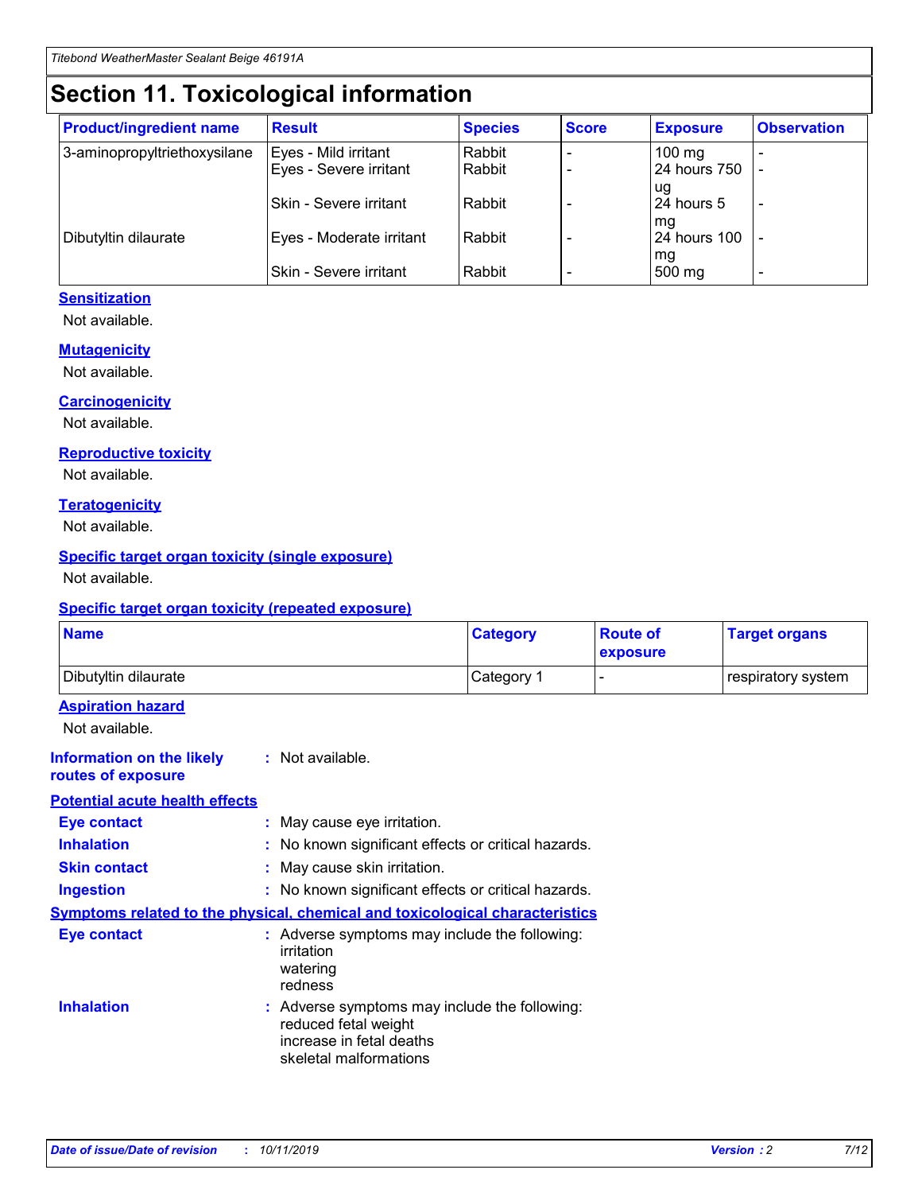# Section 11. Toxicological information

| Product/ingredient name | Result | Species | Score | Exposure | Observation |
|---|---|---|---|---|---|
| 3-aminopropyltriethoxysilane | Eyes - Mild irritant | Rabbit | - | 100 mg | - |
| | Eyes - Severe irritant | Rabbit | - | 24 hours 750 ug | - |
| | Skin - Severe irritant | Rabbit | - | 24 hours 5 mg | - |
| Dibutyltin dilaurate | Eyes - Moderate irritant | Rabbit | - | 24 hours 100 mg | - |
| | Skin - Severe irritant | Rabbit | - | 500 mg | - |

### Sensitization

Not available.

### Mutagenicity

Not available.

### Carcinogenicity

Not available.

### Reproductive toxicity

Not available.

### Teratogenicity

Not available.

### Specific target organ toxicity (single exposure)

Not available.

### Specific target organ toxicity (repeated exposure)

| Name | Category | Route of exposure | Target organs |
|---|---|---|---|
| Dibutyltin dilaurate | Category 1 | - | respiratory system |

### Aspiration hazard

Not available.

**Information on the likely routes of exposure** : Not available.

### Potential acute health effects

**Eye contact** : May cause eye irritation.

**Inhalation** : No known significant effects or critical hazards.

**Skin contact** : May cause skin irritation.

**Ingestion** : No known significant effects or critical hazards.

### Symptoms related to the physical, chemical and toxicological characteristics

**Eye contact** : Adverse symptoms may include the following:
irritation
watering
redness

**Inhalation** : Adverse symptoms may include the following:
reduced fetal weight
increase in fetal deaths
skeletal malformations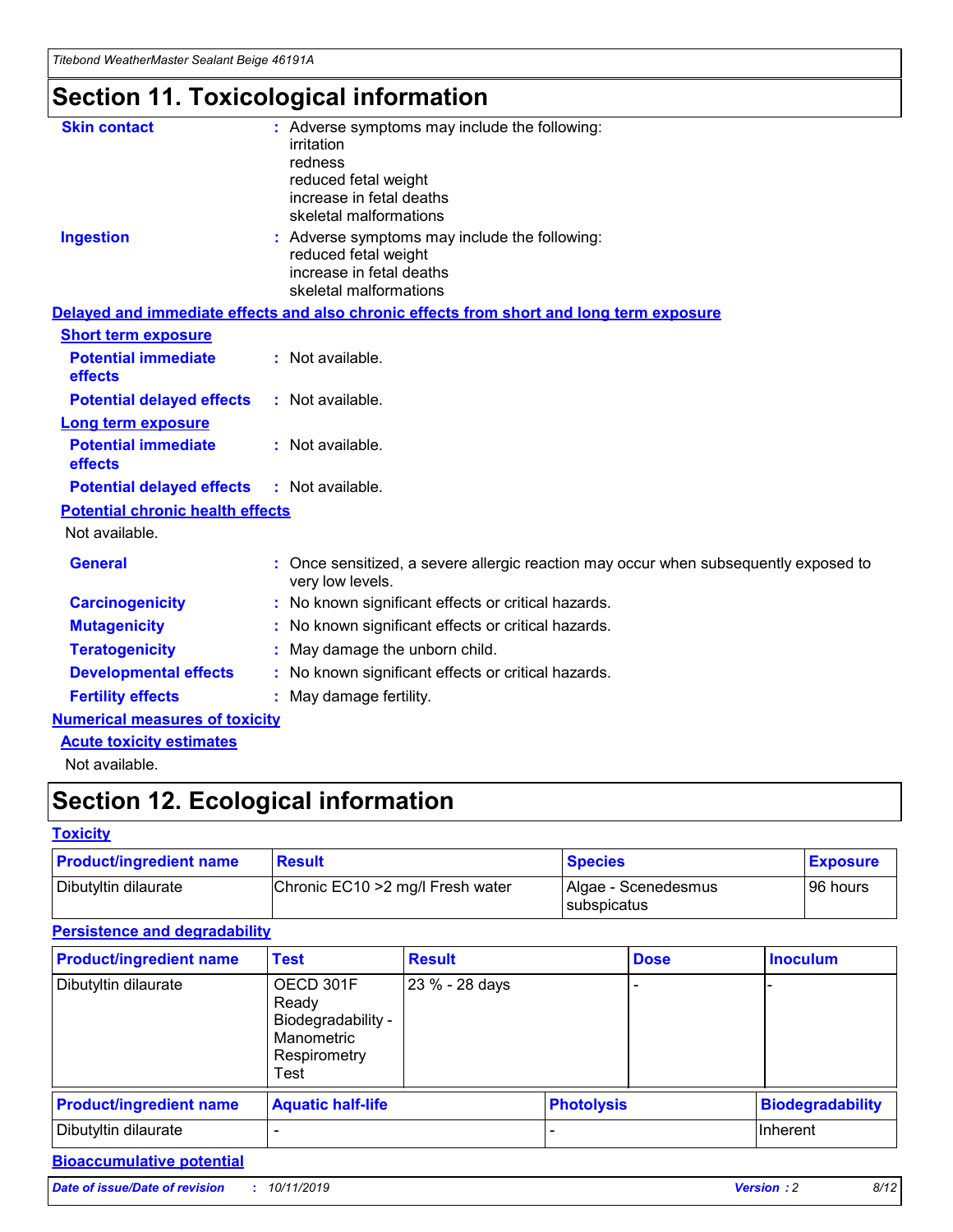# Section 11. Toxicological information

**Skin contact** : Adverse symptoms may include the following:
irritation
redness
reduced fetal weight
increase in fetal deaths
skeletal malformations

**Ingestion** : Adverse symptoms may include the following:
reduced fetal weight
increase in fetal deaths
skeletal malformations

**Delayed and immediate effects and also chronic effects from short and long term exposure**

**Short term exposure**

**Potential immediate effects** : Not available.

**Potential delayed effects** : Not available.

**Long term exposure**

**Potential immediate effects** : Not available.

**Potential delayed effects** : Not available.

**Potential chronic health effects**

Not available.

**General** : Once sensitized, a severe allergic reaction may occur when subsequently exposed to very low levels.

**Carcinogenicity** : No known significant effects or critical hazards.

**Mutagenicity** : No known significant effects or critical hazards.

**Teratogenicity** : May damage the unborn child.

**Developmental effects** : No known significant effects or critical hazards.

**Fertility effects** : May damage fertility.

**Numerical measures of toxicity**

**Acute toxicity estimates**

Not available.

# Section 12. Ecological information

**Toxicity**

| Product/ingredient name | Result | Species | Exposure |
|---|---|---|---|
| Dibutyltin dilaurate | Chronic EC10 >2 mg/l Fresh water | Algae - Scenedesmus subspicatus | 96 hours |

**Persistence and degradability**

| Product/ingredient name | Test | Result | Dose | Inoculum |
|---|---|---|---|---|
| Dibutyltin dilaurate | OECD 301F Ready Biodegradability - Manometric Respirometry Test | 23 % - 28 days | - | - |

| Product/ingredient name | Aquatic half-life | Photolysis | Biodegradability |
|---|---|---|---|
| Dibutyltin dilaurate | - | - | Inherent |

**Bioaccumulative potential**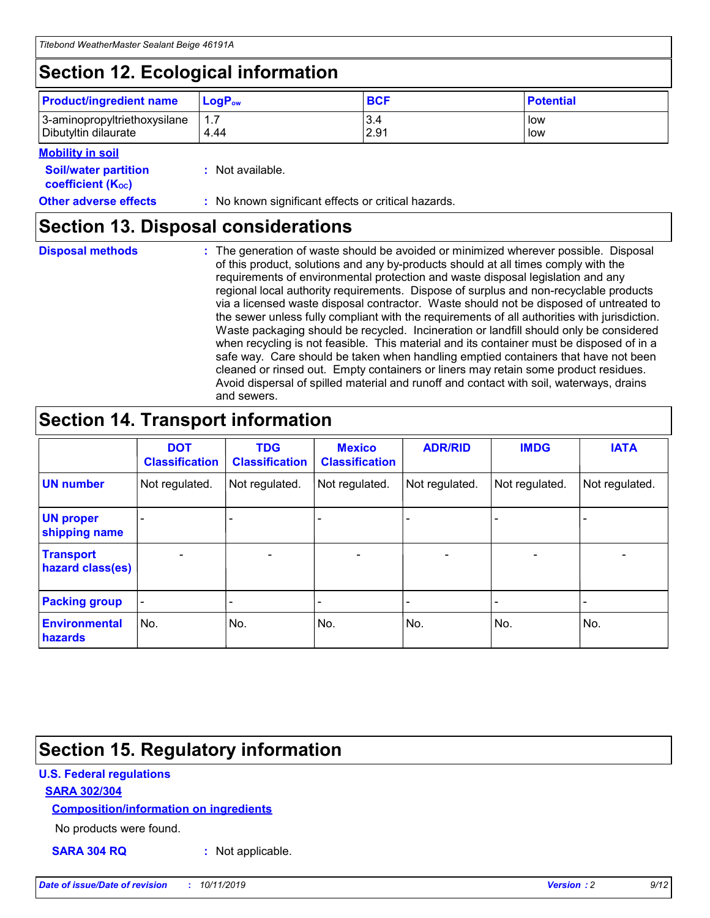## Section 12. Ecological information

| Product/ingredient name | $LogP_{ow}$ | BCF | Potential |
|---|---|---|---|
| 3-aminopropyltriethoxysilane | 1.7 | 3.4 | low |
| Dibutyltin dilaurate | 4.44 | 2.91 | low |

**Mobility in soil**

**Soil/water partition coefficient ($K_{OC}$)** : Not available.

**Other adverse effects** : No known significant effects or critical hazards.

## Section 13. Disposal considerations

**Disposal methods** : The generation of waste should be avoided or minimized wherever possible. Disposal of this product, solutions and any by-products should at all times comply with the requirements of environmental protection and waste disposal legislation and any regional local authority requirements. Dispose of surplus and non-recyclable products via a licensed waste disposal contractor. Waste should not be disposed of untreated to the sewer unless fully compliant with the requirements of all authorities with jurisdiction. Waste packaging should be recycled. Incineration or landfill should only be considered when recycling is not feasible. This material and its container must be disposed of in a safe way. Care should be taken when handling emptied containers that have not been cleaned or rinsed out. Empty containers or liners may retain some product residues. Avoid dispersal of spilled material and runoff and contact with soil, waterways, drains and sewers.

## Section 14. Transport information

| | DOT Classification | TDG Classification | Mexico Classification | ADR/RID | IMDG | IATA |
|---|---|---|---|---|---|---|
| UN number | Not regulated. | Not regulated. | Not regulated. | Not regulated. | Not regulated. | Not regulated. |
| UN proper shipping name | - | - | - | - | - | - |
| Transport hazard class(es) | - | - | - | - | - | - |
| Packing group | - | - | - | - | - | - |
| Environmental hazards | No. | No. | No. | No. | No. | No. |

## Section 15. Regulatory information

**U.S. Federal regulations**

**SARA 302/304**

**Composition/information on ingredients**

No products were found.

**SARA 304 RQ** : Not applicable.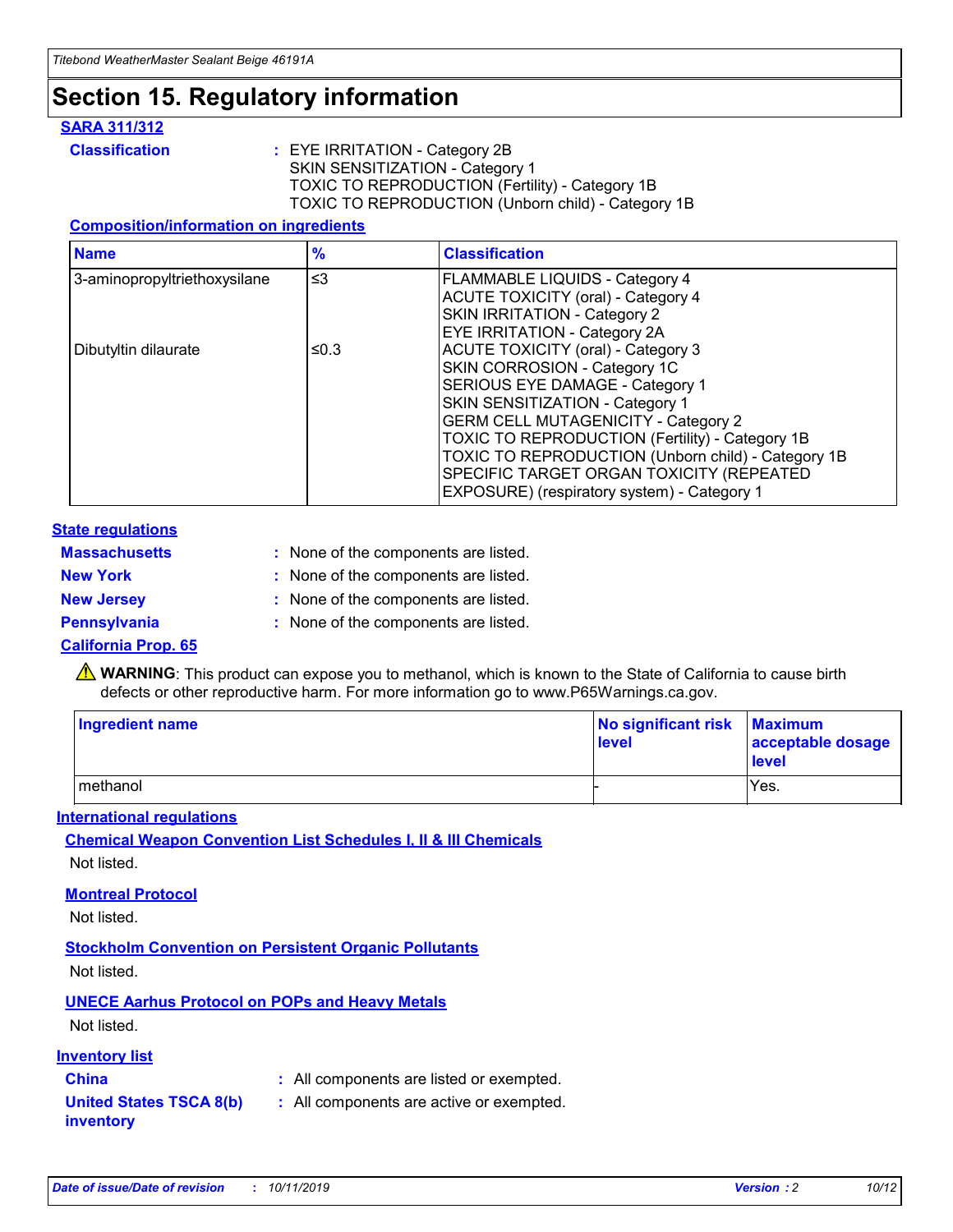# Section 15. Regulatory information

## SARA 311/312

**Classification** : EYE IRRITATION - Category 2B
SKIN SENSITIZATION - Category 1
TOXIC TO REPRODUCTION (Fertility) - Category 1B
TOXIC TO REPRODUCTION (Unborn child) - Category 1B

### Composition/information on ingredients

| Name | % | Classification |
|---|---|---|
| 3-aminopropyltriethoxysilane | ≤3 | FLAMMABLE LIQUIDS - Category 4<br>ACUTE TOXICITY (oral) - Category 4<br>SKIN IRRITATION - Category 2<br>EYE IRRITATION - Category 2A |
| Dibutyltin dilaurate | ≤0.3 | ACUTE TOXICITY (oral) - Category 3<br>SKIN CORROSION - Category 1C<br>SERIOUS EYE DAMAGE - Category 1<br>SKIN SENSITIZATION - Category 1<br>GERM CELL MUTAGENICITY - Category 2<br>TOXIC TO REPRODUCTION (Fertility) - Category 1B<br>TOXIC TO REPRODUCTION (Unborn child) - Category 1B<br>SPECIFIC TARGET ORGAN TOXICITY (REPEATED EXPOSURE) (respiratory system) - Category 1 |

## State regulations

**Massachusetts** : None of the components are listed.

**New York** : None of the components are listed.

**New Jersey** : None of the components are listed.

**Pennsylvania** : None of the components are listed.

### California Prop. 65

⚠ **WARNING**: This product can expose you to methanol, which is known to the State of California to cause birth defects or other reproductive harm. For more information go to www.P65Warnings.ca.gov.

| Ingredient name | No significant risk level | Maximum acceptable dosage level |
|---|---|---|
| methanol | - | Yes. |

## International regulations

### Chemical Weapon Convention List Schedules I, II & III Chemicals

Not listed.

### Montreal Protocol

Not listed.

### Stockholm Convention on Persistent Organic Pollutants

Not listed.

### UNECE Aarhus Protocol on POPs and Heavy Metals

Not listed.

## Inventory list

**China** : All components are listed or exempted.

**United States TSCA 8(b) inventory** : All components are active or exempted.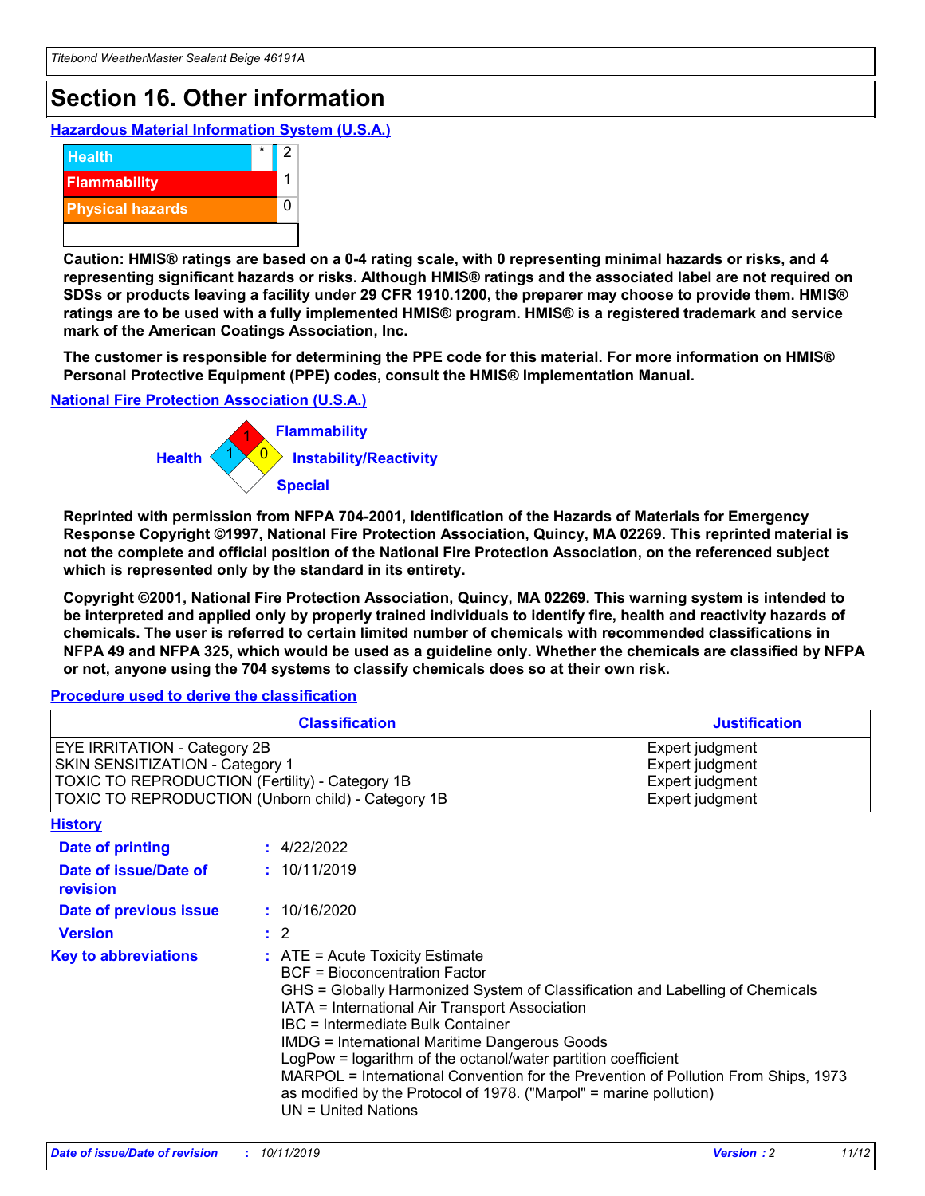# Section 16. Other information

**Hazardous Material Information System (U.S.A.)**

| | | |
|---|---|---|
| Health | * | 2 |
| Flammability | | 1 |
| Physical hazards | | 0 |

**Caution: HMIS® ratings are based on a 0-4 rating scale, with 0 representing minimal hazards or risks, and 4 representing significant hazards or risks. Although HMIS® ratings and the associated label are not required on SDSs or products leaving a facility under 29 CFR 1910.1200, the preparer may choose to provide them. HMIS® ratings are to be used with a fully implemented HMIS® program. HMIS® is a registered trademark and service mark of the American Coatings Association, Inc.**

**The customer is responsible for determining the PPE code for this material. For more information on HMIS® Personal Protective Equipment (PPE) codes, consult the HMIS® Implementation Manual.**

**National Fire Protection Association (U.S.A.)**

Flammability: 1
Health: 1
Instability/Reactivity: 0
Special:

**Reprinted with permission from NFPA 704-2001, Identification of the Hazards of Materials for Emergency Response Copyright ©1997, National Fire Protection Association, Quincy, MA 02269. This reprinted material is not the complete and official position of the National Fire Protection Association, on the referenced subject which is represented only by the standard in its entirety.**

**Copyright ©2001, National Fire Protection Association, Quincy, MA 02269. This warning system is intended to be interpreted and applied only by properly trained individuals to identify fire, health and reactivity hazards of chemicals. The user is referred to certain limited number of chemicals with recommended classifications in NFPA 49 and NFPA 325, which would be used as a guideline only. Whether the chemicals are classified by NFPA or not, anyone using the 704 systems to classify chemicals does so at their own risk.**

**Procedure used to derive the classification**

| Classification | Justification |
|---|---|
| EYE IRRITATION - Category 2B | Expert judgment |
| SKIN SENSITIZATION - Category 1 | Expert judgment |
| TOXIC TO REPRODUCTION (Fertility) - Category 1B | Expert judgment |
| TOXIC TO REPRODUCTION (Unborn child) - Category 1B | Expert judgment |

**History**

**Date of printing** : 4/22/2022

**Date of issue/Date of revision** : 10/11/2019

**Date of previous issue** : 10/16/2020

**Version** : 2

**Key to abbreviations** : ATE = Acute Toxicity Estimate
BCF = Bioconcentration Factor
GHS = Globally Harmonized System of Classification and Labelling of Chemicals
IATA = International Air Transport Association
IBC = Intermediate Bulk Container
IMDG = International Maritime Dangerous Goods
LogPow = logarithm of the octanol/water partition coefficient
MARPOL = International Convention for the Prevention of Pollution From Ships, 1973 as modified by the Protocol of 1978. ("Marpol" = marine pollution)
UN = United Nations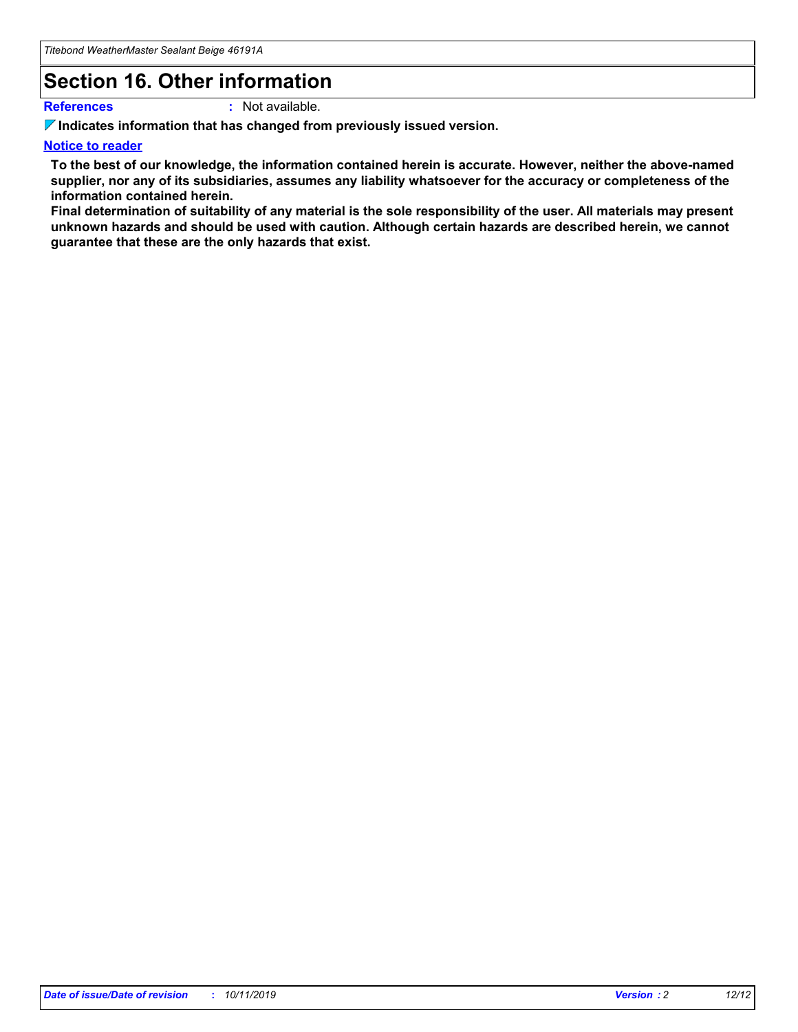# Section 16. Other information

**References** : Not available.

**Indicates information that has changed from previously issued version.**

**Notice to reader**

**To the best of our knowledge, the information contained herein is accurate. However, neither the above-named supplier, nor any of its subsidiaries, assumes any liability whatsoever for the accuracy or completeness of the information contained herein.**

**Final determination of suitability of any material is the sole responsibility of the user. All materials may present unknown hazards and should be used with caution. Although certain hazards are described herein, we cannot guarantee that these are the only hazards that exist.**